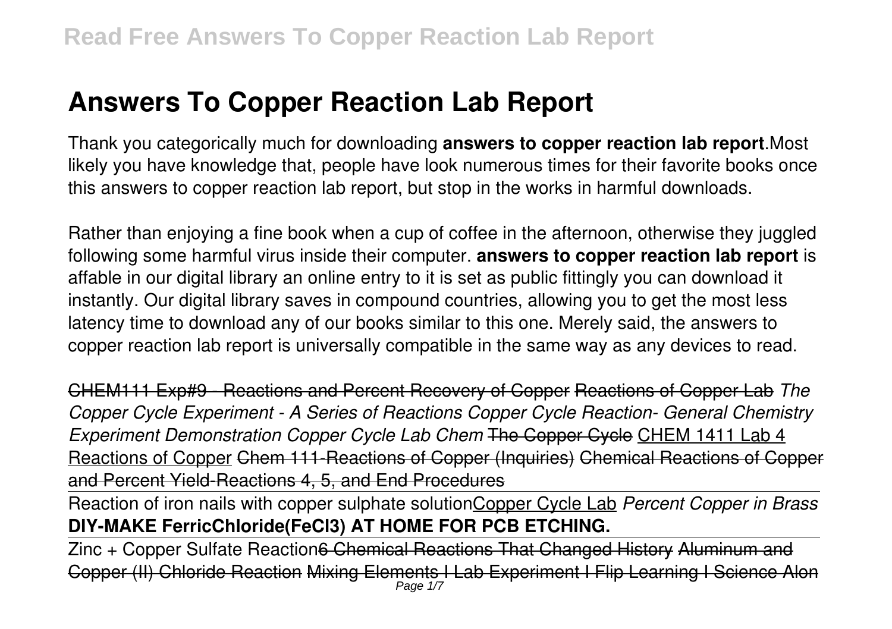# Answers To Copper Reaction Lab Report

Thank you categorically much for downloading **answers to copper reaction lab report**.Most likely you have knowledge that, people have look numerous times for their favorite books once this answers to copper reaction lab report, but stop in the works in harmful downloads.

Rather than enjoying a fine book when a cup of coffee in the afternoon, otherwise they juggled following some harmful virus inside their computer. **answers to copper reaction lab report** is affable in our digital library an online entry to it is set as public fittingly you can download it instantly. Our digital library saves in compound countries, allowing you to get the most less latency time to download any of our books similar to this one. Merely said, the answers to copper reaction lab report is universally compatible in the same way as any devices to read.

CHEM111 Exp#9 - Reactions and Percent Recovery of Copper Reactions of Copper Lab *The Copper Cycle Experiment - A Series of Reactions Copper Cycle Reaction- General Chemistry Experiment Demonstration Copper Cycle Lab Chem* The Copper Cycle CHEM 1411 Lab 4 Reactions of Copper Chem 111-Reactions of Copper (Inquiries) Chemical Reactions of Copper and Percent Yield-Reactions 4, 5, and End Procedures

Reaction of iron nails with copper sulphate solutionCopper Cycle Lab *Percent Copper in Brass* **DIY-MAKE FerricChloride(FeCl3) AT HOME FOR PCB ETCHING.**

Zinc + Copper Sulfate Reaction6 Chemical Reactions That Changed History Aluminum and Copper (II) Chloride Reaction Mixing Elements I Lab Experiment I Flip Learning I Science Alon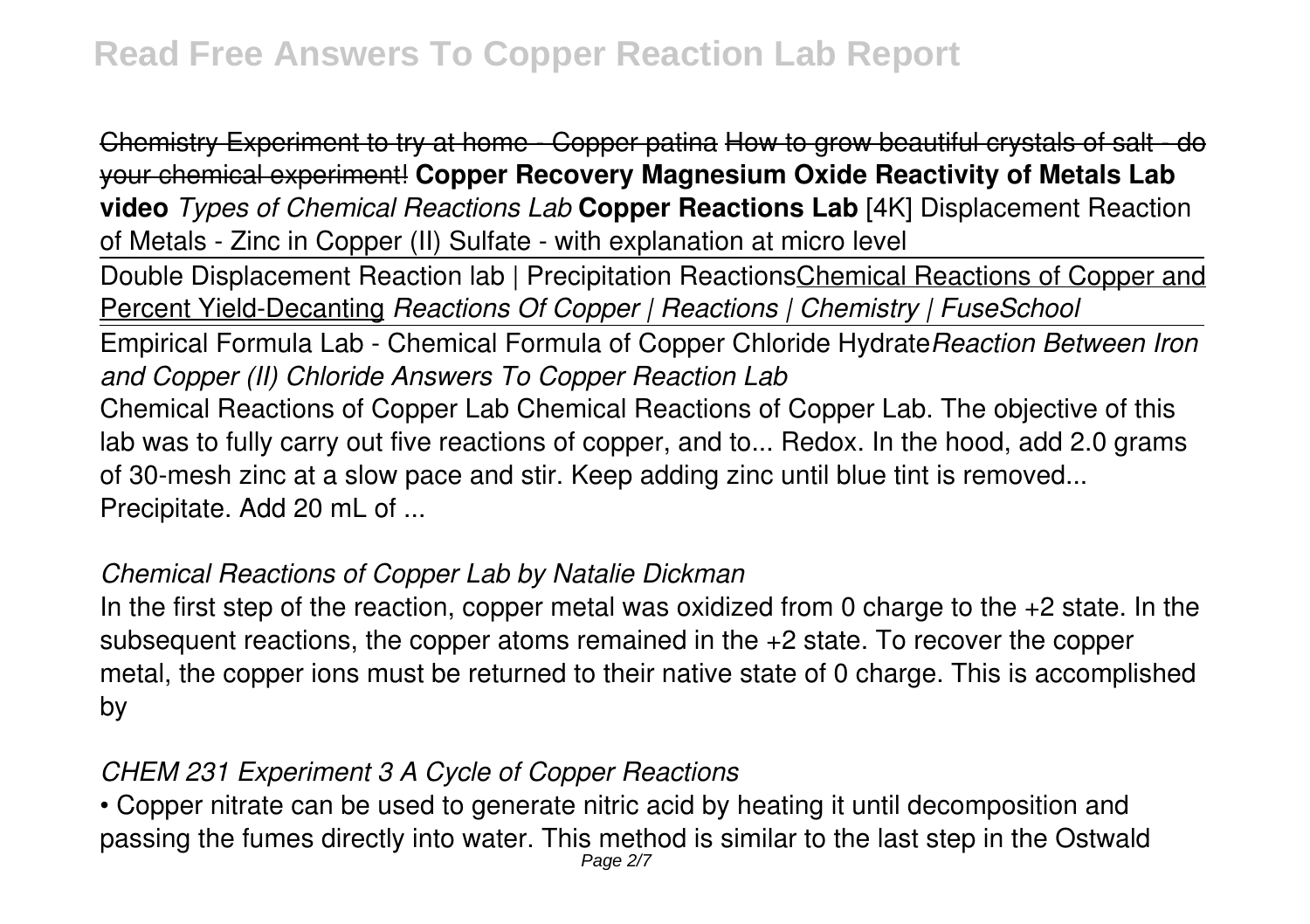Chemistry Experiment to try at home - Copper patina How to grow beautiful crystals of salt - do your chemical experiment! **Copper Recovery Magnesium Oxide Reactivity of Metals Lab video** *Types of Chemical Reactions Lab* **Copper Reactions Lab** [4K] Displacement Reaction of Metals - Zinc in Copper (II) Sulfate - with explanation at micro level

Double Displacement Reaction lab | Precipitation Reactions Chemical Reactions of Copper and Percent Yield-Decanting *Reactions Of Copper | Reactions | Chemistry | FuseSchool*

Empirical Formula Lab - Chemical Formula of Copper Chloride Hydrate *Reaction Between Iron and Copper (II) Chloride Answers To Copper Reaction Lab*

Chemical Reactions of Copper Lab Chemical Reactions of Copper Lab. The objective of this lab was to fully carry out five reactions of copper, and to... Redox. In the hood, add 2.0 grams of 30-mesh zinc at a slow pace and stir. Keep adding zinc until blue tint is removed... Precipitate. Add 20 mL of ...

### *Chemical Reactions of Copper Lab by Natalie Dickman*

In the first step of the reaction, copper metal was oxidized from 0 charge to the +2 state. In the subsequent reactions, the copper atoms remained in the +2 state. To recover the copper metal, the copper ions must be returned to their native state of 0 charge. This is accomplished by

### *CHEM 231 Experiment 3 A Cycle of Copper Reactions*

- Copper nitrate can be used to generate nitric acid by heating it until decomposition and passing the fumes directly into water. This method is similar to the last step in the Ostwald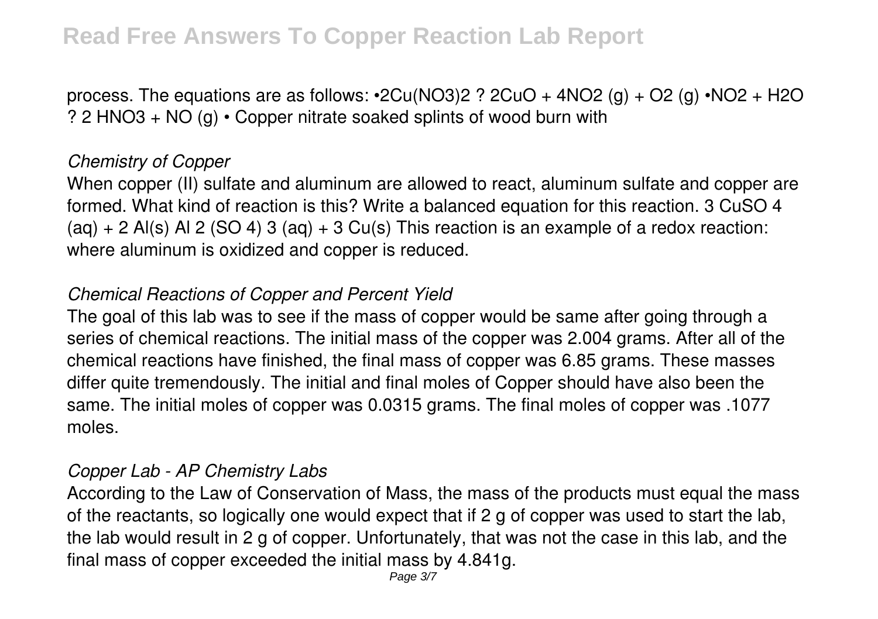process. The equations are as follows: •$2Cu(NO_3)_2$ ? $2CuO + 4NO_2 (g) + O_2 (g)$ •$NO_2 + H_2O$ ? $2 HNO_3 + NO (g)$ • Copper nitrate soaked splints of wood burn with

*Chemistry of Copper*

When copper (II) sulfate and aluminum are allowed to react, aluminum sulfate and copper are formed. What kind of reaction is this? Write a balanced equation for this reaction. $3 CuSO_4 (aq) + 2 Al(s)$ $Al_2(SO_4)_3 (aq) + 3 Cu(s)$ This reaction is an example of a redox reaction: where aluminum is oxidized and copper is reduced.

*Chemical Reactions of Copper and Percent Yield*

The goal of this lab was to see if the mass of copper would be same after going through a series of chemical reactions. The initial mass of the copper was 2.004 grams. After all of the chemical reactions have finished, the final mass of copper was 6.85 grams. These masses differ quite tremendously. The initial and final moles of Copper should have also been the same. The initial moles of copper was 0.0315 grams. The final moles of copper was .1077 moles.

*Copper Lab - AP Chemistry Labs*

According to the Law of Conservation of Mass, the mass of the products must equal the mass of the reactants, so logically one would expect that if 2 g of copper was used to start the lab, the lab would result in 2 g of copper. Unfortunately, that was not the case in this lab, and the final mass of copper exceeded the initial mass by 4.841g.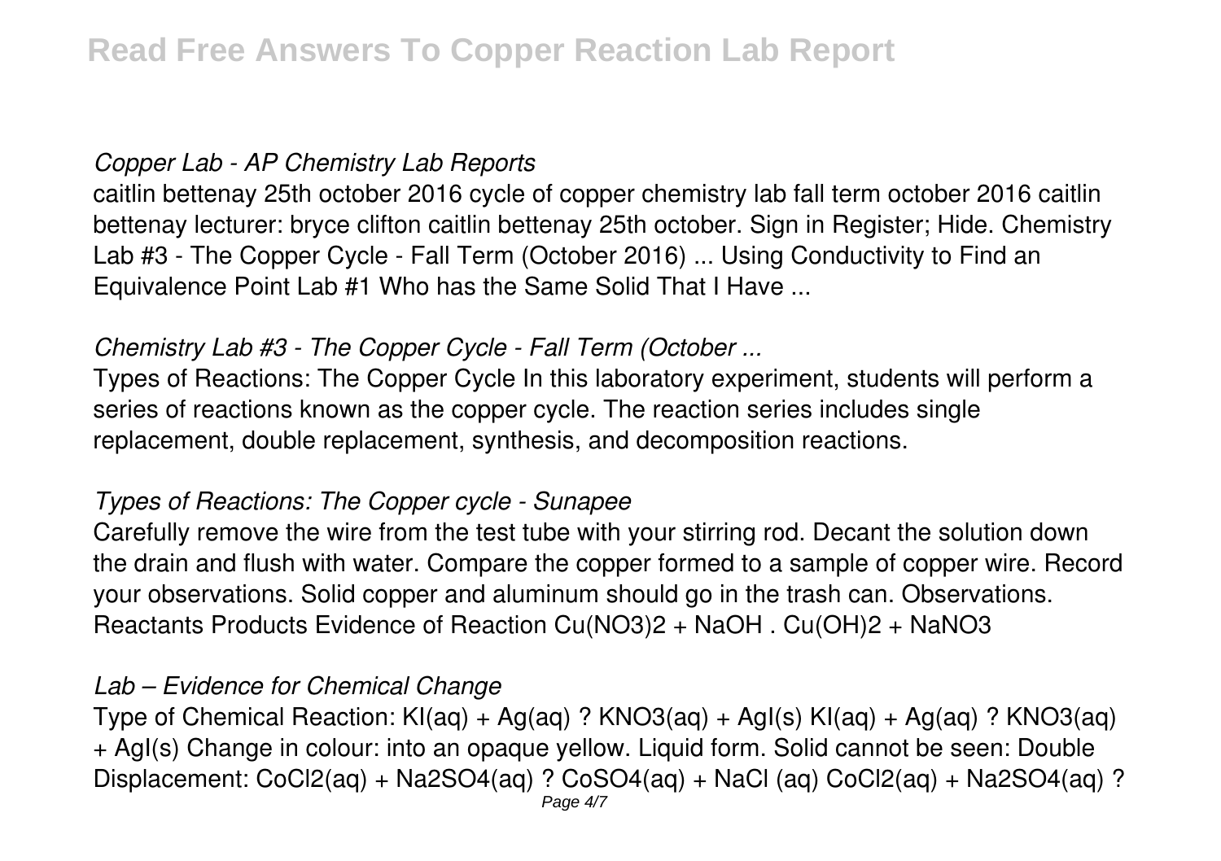### *Copper Lab - AP Chemistry Lab Reports*

caitlin bettenay 25th october 2016 cycle of copper chemistry lab fall term october 2016 caitlin bettenay lecturer: bryce clifton caitlin bettenay 25th october. Sign in Register; Hide. Chemistry Lab #3 - The Copper Cycle - Fall Term (October 2016) ... Using Conductivity to Find an Equivalence Point Lab #1 Who has the Same Solid That I Have ...

### *Chemistry Lab #3 - The Copper Cycle - Fall Term (October ...*

Types of Reactions: The Copper Cycle In this laboratory experiment, students will perform a series of reactions known as the copper cycle. The reaction series includes single replacement, double replacement, synthesis, and decomposition reactions.

### *Types of Reactions: The Copper cycle - Sunapee*

Carefully remove the wire from the test tube with your stirring rod. Decant the solution down the drain and flush with water. Compare the copper formed to a sample of copper wire. Record your observations. Solid copper and aluminum should go in the trash can. Observations. Reactants Products Evidence of Reaction $Cu(NO_3)_2$ + NaOH . $Cu(OH)_2$ + $NaNO_3$

### *Lab – Evidence for Chemical Change*

Type of Chemical Reaction: KI(aq) + Ag(aq) ? $KNO_3$(aq) + AgI(s) KI(aq) + Ag(aq) ? $KNO_3$(aq) + AgI(s) Change in colour: into an opaque yellow. Liquid form. Solid cannot be seen: Double Displacement: $CoCl_2$(aq) + $Na_2SO_4$(aq) ? $CoSO_4$(aq) + NaCl (aq) $CoCl_2$(aq) + $Na_2SO_4$(aq) ?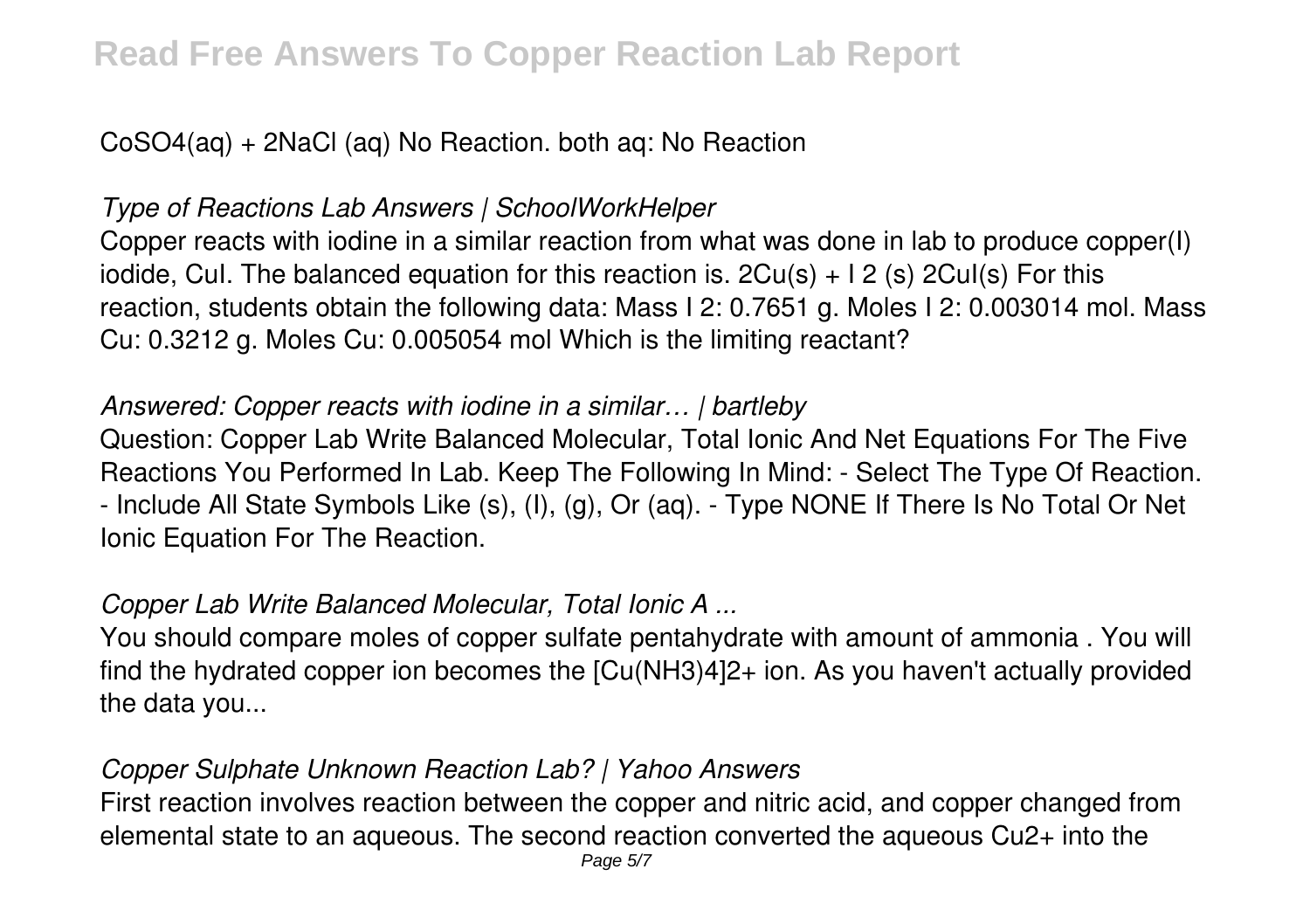$CoSO_4(aq) + 2NaCl (aq)$ No Reaction. both aq: No Reaction

*Type of Reactions Lab Answers | SchoolWorkHelper*

Copper reacts with iodine in a similar reaction from what was done in lab to produce copper(I) iodide, CuI. The balanced equation for this reaction is. $2Cu(s) + I_2 (s)$ $2CuI(s)$ For this reaction, students obtain the following data: Mass $I_2$: 0.7651 g. Moles $I_2$: 0.003014 mol. Mass Cu: 0.3212 g. Moles Cu: 0.005054 mol Which is the limiting reactant?

*Answered: Copper reacts with iodine in a similar… | bartleby*

Question: Copper Lab Write Balanced Molecular, Total Ionic And Net Equations For The Five Reactions You Performed In Lab. Keep The Following In Mind: - Select The Type Of Reaction. - Include All State Symbols Like (s), (l), (g), Or (aq). - Type NONE If There Is No Total Or Net Ionic Equation For The Reaction.

*Copper Lab Write Balanced Molecular, Total Ionic A ...*

You should compare moles of copper sulfate pentahydrate with amount of ammonia . You will find the hydrated copper ion becomes the $[Cu(NH_3)_4]^{2+}$ ion. As you haven't actually provided the data you...

*Copper Sulphate Unknown Reaction Lab? | Yahoo Answers*

First reaction involves reaction between the copper and nitric acid, and copper changed from elemental state to an aqueous. The second reaction converted the aqueous $Cu^{2+}$ into the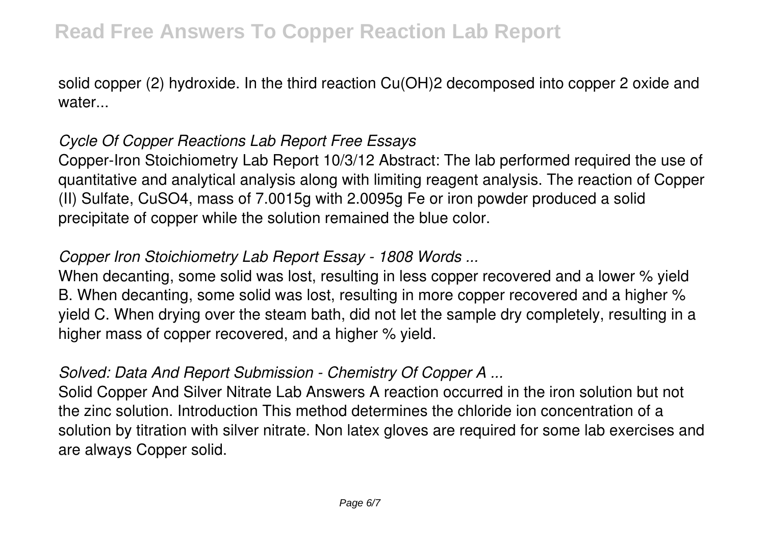solid copper (2) hydroxide. In the third reaction $Cu(OH)_2$ decomposed into copper 2 oxide and water...

### *Cycle Of Copper Reactions Lab Report Free Essays*

Copper-Iron Stoichiometry Lab Report 10/3/12 Abstract: The lab performed required the use of quantitative and analytical analysis along with limiting reagent analysis. The reaction of Copper (II) Sulfate, $CuSO_4$, mass of 7.0015g with 2.0095g Fe or iron powder produced a solid precipitate of copper while the solution remained the blue color.

### *Copper Iron Stoichiometry Lab Report Essay - 1808 Words ...*

When decanting, some solid was lost, resulting in less copper recovered and a lower % yield B. When decanting, some solid was lost, resulting in more copper recovered and a higher % yield C. When drying over the steam bath, did not let the sample dry completely, resulting in a higher mass of copper recovered, and a higher % yield.

### *Solved: Data And Report Submission - Chemistry Of Copper A ...*

Solid Copper And Silver Nitrate Lab Answers A reaction occurred in the iron solution but not the zinc solution. Introduction This method determines the chloride ion concentration of a solution by titration with silver nitrate. Non latex gloves are required for some lab exercises and are always Copper solid.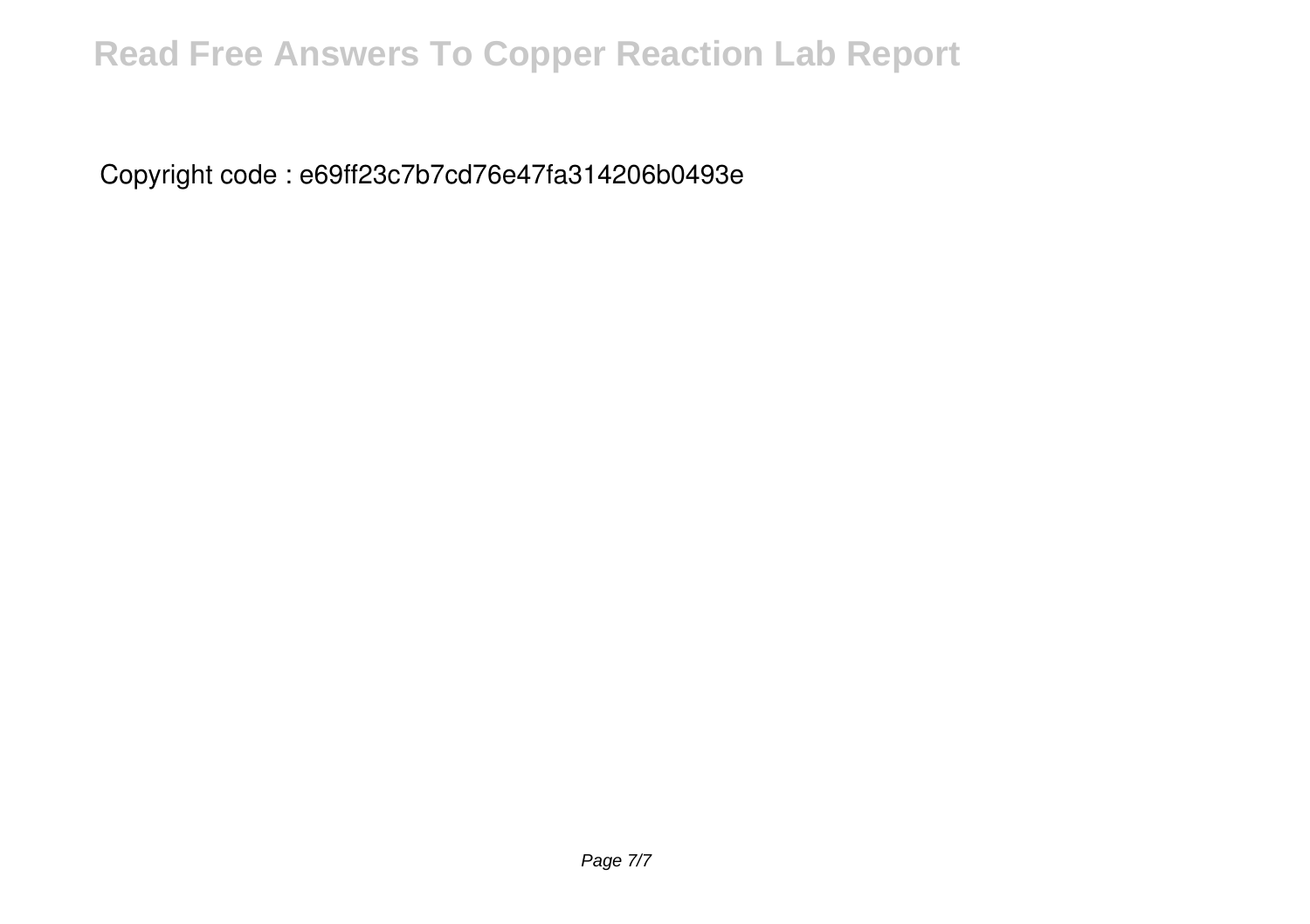Copyright code : e69ff23c7b7cd76e47fa314206b0493e